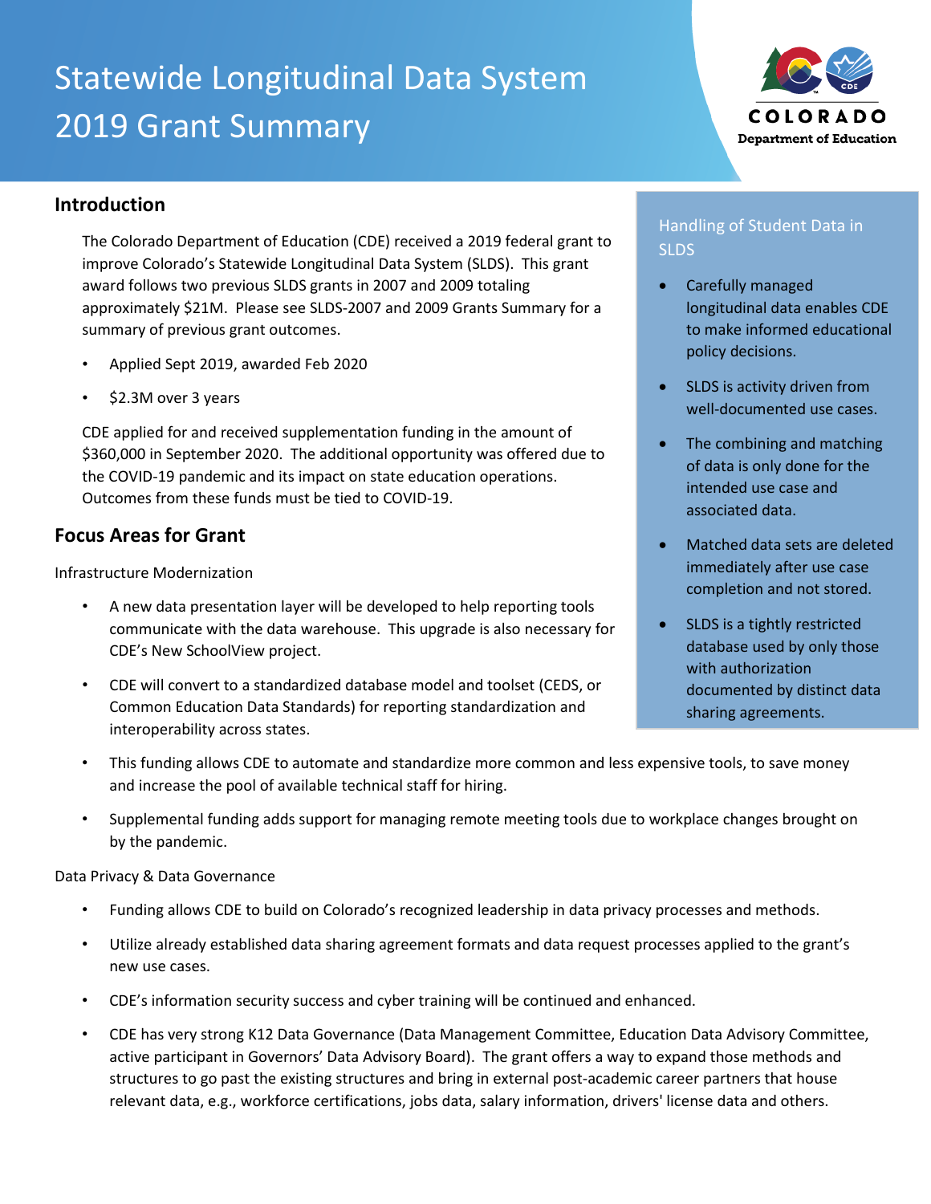# Statewide Longitudinal Data System 2019 Grant Summary

## Introduction

The Colorado Department of Education (CDE) received a 2019 federal grant to improve Colorado's Statewide Longitudinal Data System (SLDS). This grant award follows two previous SLDS grants in 2007 and 2009 totaling approximately $21M. Please see SLDS-2007 and 2009 Grants Summary for a summary of previous grant outcomes.

- Applied Sept 2019, awarded Feb 2020
- $2.3M over 3 years

CDE applied for and received supplementation funding in the amount of $360,000 in September 2020. The additional opportunity was offered due to the COVID-19 pandemic and its impact on state education operations. Outcomes from these funds must be tied to COVID-19.

## Focus Areas for Grant

Infrastructure Modernization

- A new data presentation layer will be developed to help reporting tools communicate with the data warehouse. This upgrade is also necessary for CDE's New SchoolView project.
- CDE will convert to a standardized database model and toolset (CEDS, or Common Education Data Standards) for reporting standardization and interoperability across states.
- This funding allows CDE to automate and standardize more common and less expensive tools, to save money and increase the pool of available technical staff for hiring.
- Supplemental funding adds support for managing remote meeting tools due to workplace changes brought on by the pandemic.

Data Privacy & Data Governance

- Funding allows CDE to build on Colorado's recognized leadership in data privacy processes and methods.
- Utilize already established data sharing agreement formats and data request processes applied to the grant's new use cases.
- CDE's information security success and cyber training will be continued and enhanced.
- CDE has very strong K12 Data Governance (Data Management Committee, Education Data Advisory Committee, active participant in Governors' Data Advisory Board). The grant offers a way to expand those methods and structures to go past the existing structures and bring in external post-academic career partners that house relevant data, e.g., workforce certifications, jobs data, salary information, drivers' license data and others.

### Handling of Student Data in SLDS

- Carefully managed longitudinal data enables CDE to make informed educational policy decisions.
- SLDS is activity driven from well-documented use cases.
- The combining and matching of data is only done for the intended use case and associated data.
- Matched data sets are deleted immediately after use case completion and not stored.
- SLDS is a tightly restricted database used by only those with authorization documented by distinct data sharing agreements.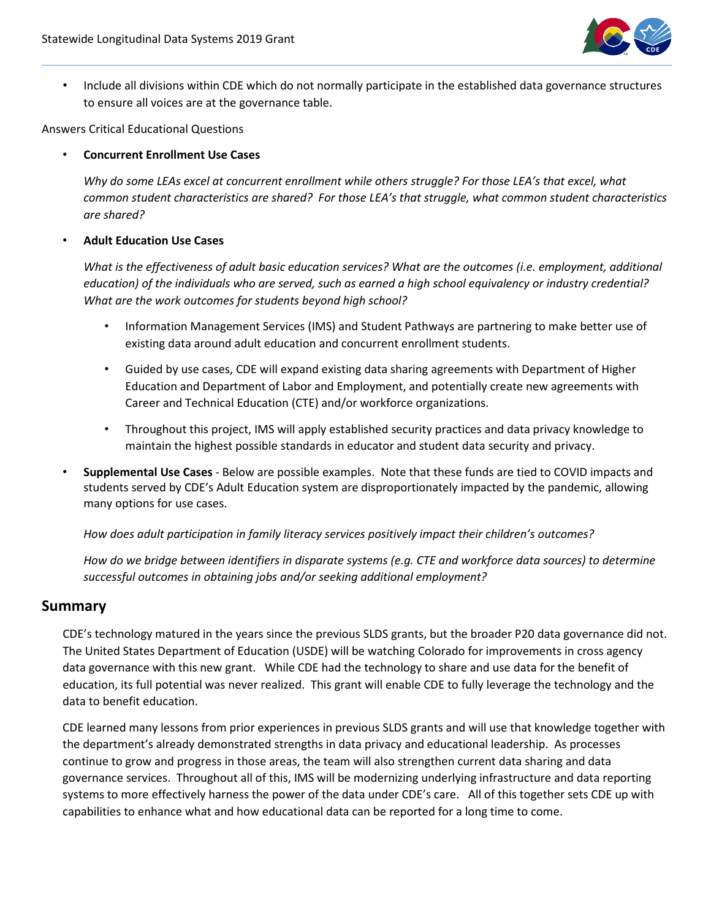- Include all divisions within CDE which do not normally participate in the established data governance structures to ensure all voices are at the governance table.

Answers Critical Educational Questions

- **Concurrent Enrollment Use Cases**

  *Why do some LEAs excel at concurrent enrollment while others struggle? For those LEA's that excel, what common student characteristics are shared? For those LEA's that struggle, what common student characteristics are shared?*

- **Adult Education Use Cases**

  *What is the effectiveness of adult basic education services? What are the outcomes (i.e. employment, additional education) of the individuals who are served, such as earned a high school equivalency or industry credential? What are the work outcomes for students beyond high school?*

  - Information Management Services (IMS) and Student Pathways are partnering to make better use of existing data around adult education and concurrent enrollment students.
  - Guided by use cases, CDE will expand existing data sharing agreements with Department of Higher Education and Department of Labor and Employment, and potentially create new agreements with Career and Technical Education (CTE) and/or workforce organizations.
  - Throughout this project, IMS will apply established security practices and data privacy knowledge to maintain the highest possible standards in educator and student data security and privacy.

- **Supplemental Use Cases** - Below are possible examples. Note that these funds are tied to COVID impacts and students served by CDE's Adult Education system are disproportionately impacted by the pandemic, allowing many options for use cases.

  *How does adult participation in family literacy services positively impact their children's outcomes?*

  *How do we bridge between identifiers in disparate systems (e.g. CTE and workforce data sources) to determine successful outcomes in obtaining jobs and/or seeking additional employment?*

## Summary

CDE's technology matured in the years since the previous SLDS grants, but the broader P20 data governance did not. The United States Department of Education (USDE) will be watching Colorado for improvements in cross agency data governance with this new grant. While CDE had the technology to share and use data for the benefit of education, its full potential was never realized. This grant will enable CDE to fully leverage the technology and the data to benefit education.

CDE learned many lessons from prior experiences in previous SLDS grants and will use that knowledge together with the department's already demonstrated strengths in data privacy and educational leadership. As processes continue to grow and progress in those areas, the team will also strengthen current data sharing and data governance services. Throughout all of this, IMS will be modernizing underlying infrastructure and data reporting systems to more effectively harness the power of the data under CDE's care. All of this together sets CDE up with capabilities to enhance what and how educational data can be reported for a long time to come.